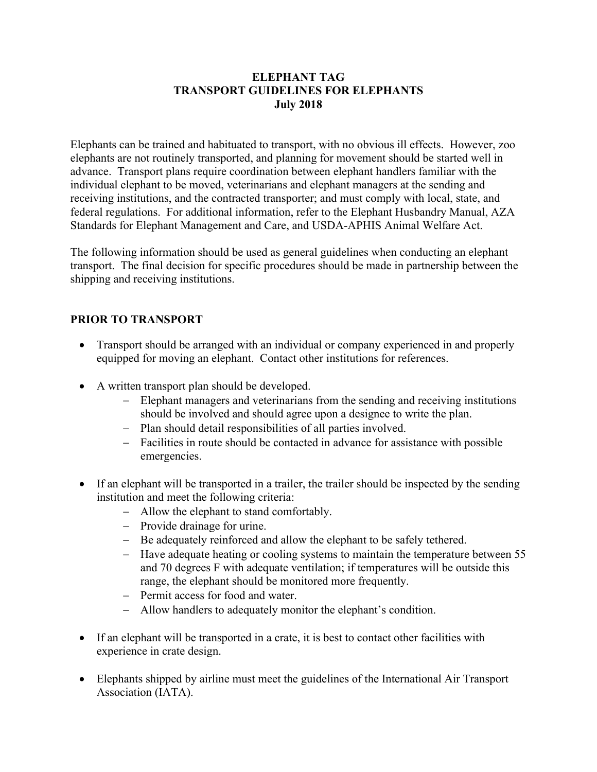# ELEPHANT TAG
# TRANSPORT GUIDELINES FOR ELEPHANTS
# July 2018

Elephants can be trained and habituated to transport, with no obvious ill effects. However, zoo elephants are not routinely transported, and planning for movement should be started well in advance. Transport plans require coordination between elephant handlers familiar with the individual elephant to be moved, veterinarians and elephant managers at the sending and receiving institutions, and the contracted transporter; and must comply with local, state, and federal regulations. For additional information, refer to the Elephant Husbandry Manual, AZA Standards for Elephant Management and Care, and USDA-APHIS Animal Welfare Act.

The following information should be used as general guidelines when conducting an elephant transport. The final decision for specific procedures should be made in partnership between the shipping and receiving institutions.

## PRIOR TO TRANSPORT

- Transport should be arranged with an individual or company experienced in and properly equipped for moving an elephant. Contact other institutions for references.

- A written transport plan should be developed.
  - Elephant managers and veterinarians from the sending and receiving institutions should be involved and should agree upon a designee to write the plan.
  - Plan should detail responsibilities of all parties involved.
  - Facilities in route should be contacted in advance for assistance with possible emergencies.

- If an elephant will be transported in a trailer, the trailer should be inspected by the sending institution and meet the following criteria:
  - Allow the elephant to stand comfortably.
  - Provide drainage for urine.
  - Be adequately reinforced and allow the elephant to be safely tethered.
  - Have adequate heating or cooling systems to maintain the temperature between 55 and 70 degrees F with adequate ventilation; if temperatures will be outside this range, the elephant should be monitored more frequently.
  - Permit access for food and water.
  - Allow handlers to adequately monitor the elephant's condition.

- If an elephant will be transported in a crate, it is best to contact other facilities with experience in crate design.

- Elephants shipped by airline must meet the guidelines of the International Air Transport Association (IATA).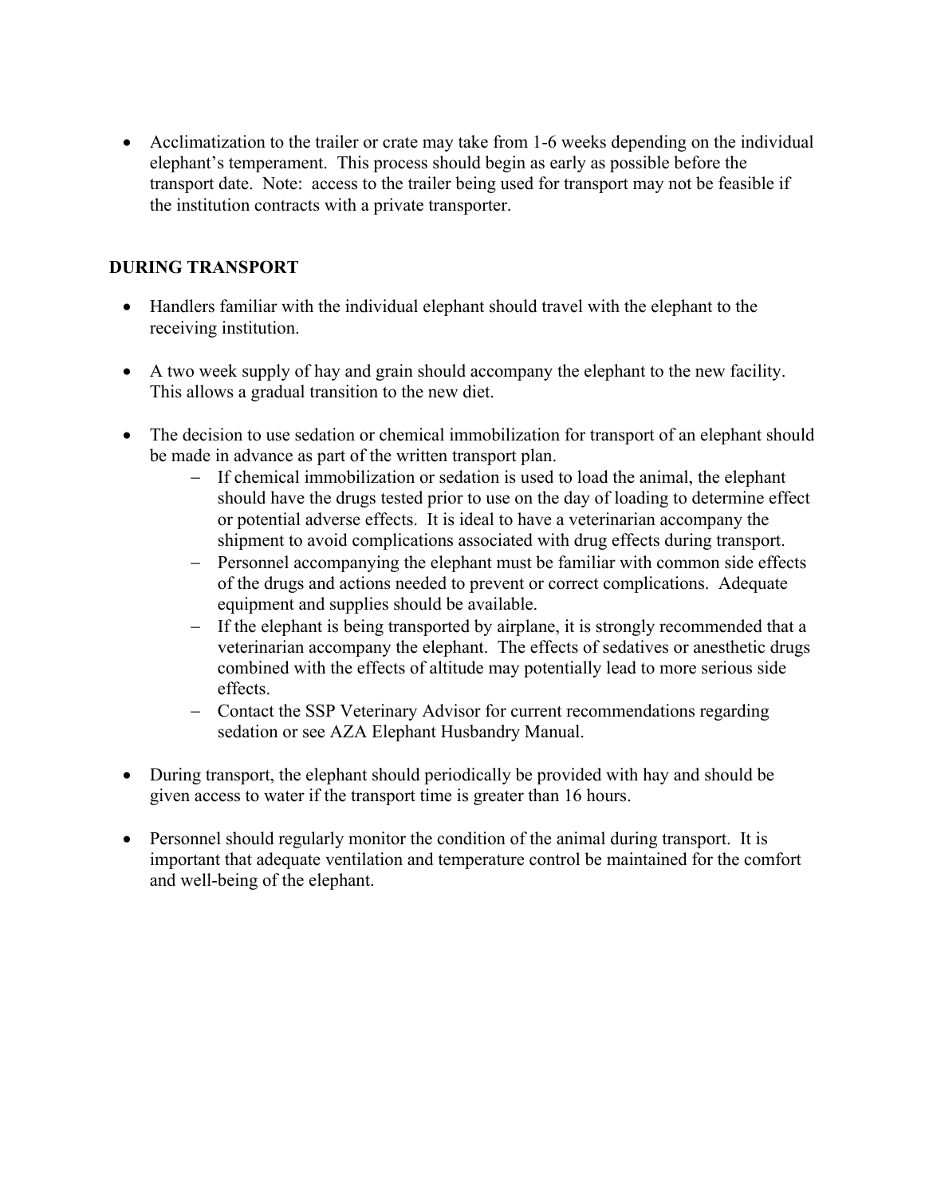- Acclimatization to the trailer or crate may take from 1-6 weeks depending on the individual elephant's temperament. This process should begin as early as possible before the transport date. Note: access to the trailer being used for transport may not be feasible if the institution contracts with a private transporter.

**DURING TRANSPORT**

- Handlers familiar with the individual elephant should travel with the elephant to the receiving institution.

- A two week supply of hay and grain should accompany the elephant to the new facility. This allows a gradual transition to the new diet.

- The decision to use sedation or chemical immobilization for transport of an elephant should be made in advance as part of the written transport plan.
  - If chemical immobilization or sedation is used to load the animal, the elephant should have the drugs tested prior to use on the day of loading to determine effect or potential adverse effects. It is ideal to have a veterinarian accompany the shipment to avoid complications associated with drug effects during transport.
  - Personnel accompanying the elephant must be familiar with common side effects of the drugs and actions needed to prevent or correct complications. Adequate equipment and supplies should be available.
  - If the elephant is being transported by airplane, it is strongly recommended that a veterinarian accompany the elephant. The effects of sedatives or anesthetic drugs combined with the effects of altitude may potentially lead to more serious side effects.
  - Contact the SSP Veterinary Advisor for current recommendations regarding sedation or see AZA Elephant Husbandry Manual.

- During transport, the elephant should periodically be provided with hay and should be given access to water if the transport time is greater than 16 hours.

- Personnel should regularly monitor the condition of the animal during transport. It is important that adequate ventilation and temperature control be maintained for the comfort and well-being of the elephant.